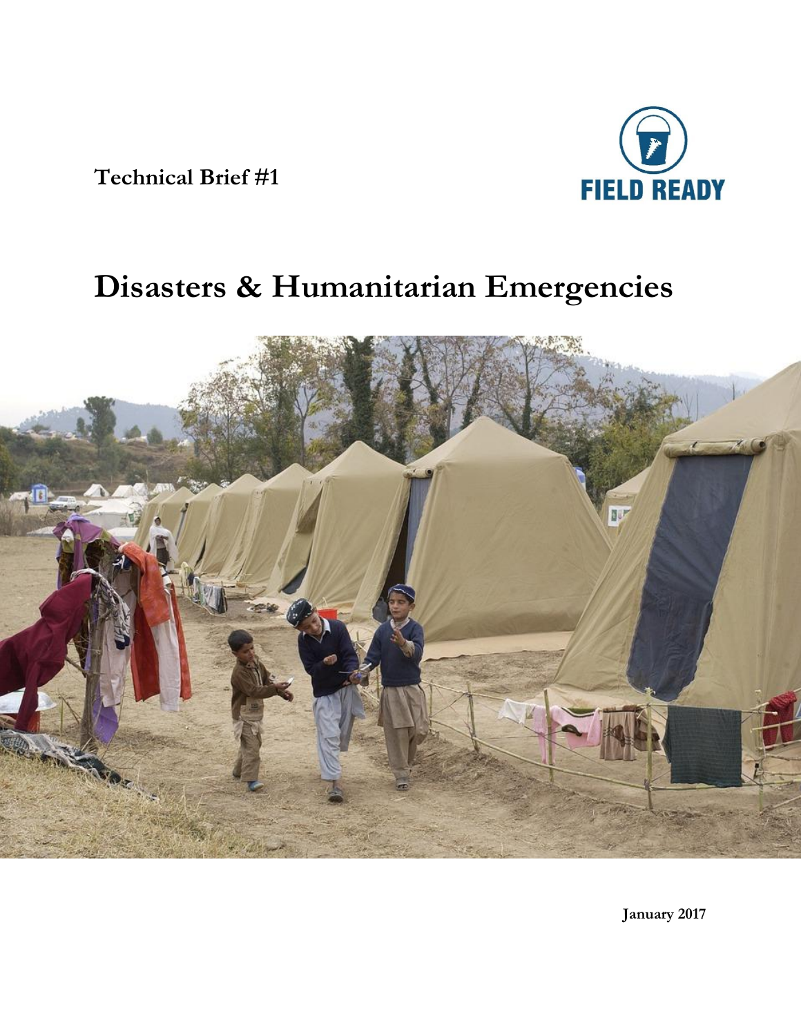Technical Brief #1

FIELD READY

# Disasters & Humanitarian Emergencies

January 2017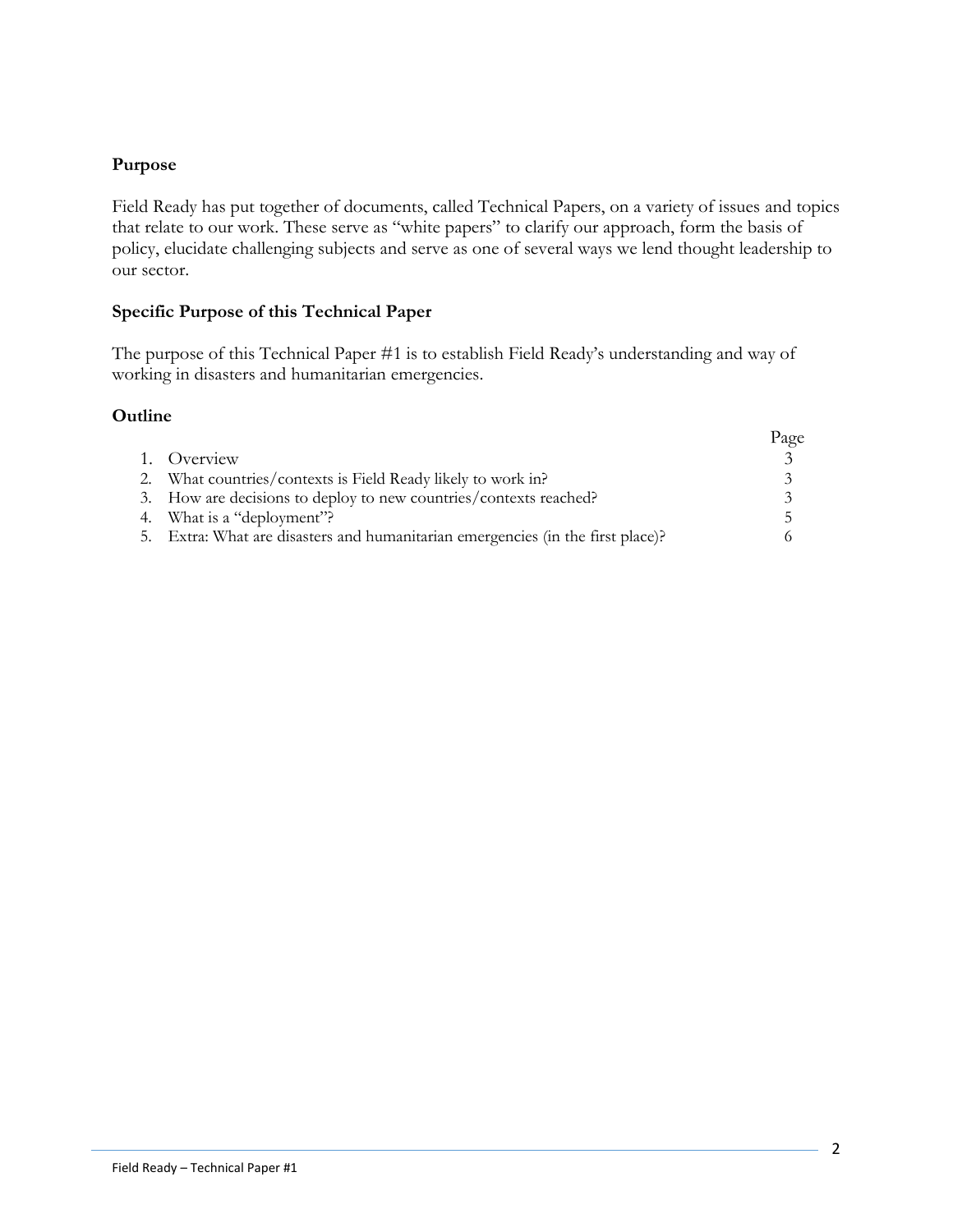## Purpose

Field Ready has put together of documents, called Technical Papers, on a variety of issues and topics that relate to our work. These serve as "white papers" to clarify our approach, form the basis of policy, elucidate challenging subjects and serve as one of several ways we lend thought leadership to our sector.

## Specific Purpose of this Technical Paper

The purpose of this Technical Paper #1 is to establish Field Ready's understanding and way of working in disasters and humanitarian emergencies.

## Outline

| | Page |
| --- | --- |
| 1. Overview | 3 |
| 2. What countries/contexts is Field Ready likely to work in? | 3 |
| 3. How are decisions to deploy to new countries/contexts reached? | 3 |
| 4. What is a "deployment"? | 5 |
| 5. Extra: What are disasters and humanitarian emergencies (in the first place)? | 6 |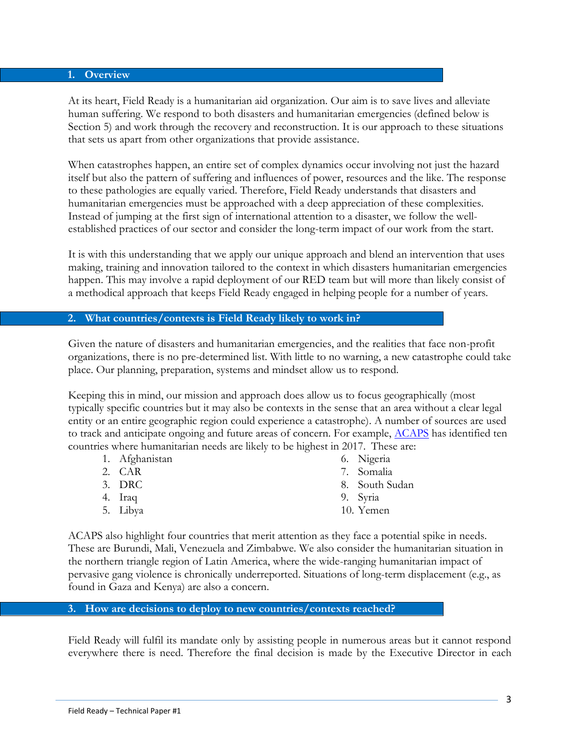## 1. Overview

At its heart, Field Ready is a humanitarian aid organization. Our aim is to save lives and alleviate human suffering. We respond to both disasters and humanitarian emergencies (defined below is Section 5) and work through the recovery and reconstruction. It is our approach to these situations that sets us apart from other organizations that provide assistance.

When catastrophes happen, an entire set of complex dynamics occur involving not just the hazard itself but also the pattern of suffering and influences of power, resources and the like. The response to these pathologies are equally varied. Therefore, Field Ready understands that disasters and humanitarian emergencies must be approached with a deep appreciation of these complexities. Instead of jumping at the first sign of international attention to a disaster, we follow the well-established practices of our sector and consider the long-term impact of our work from the start.

It is with this understanding that we apply our unique approach and blend an intervention that uses making, training and innovation tailored to the context in which disasters humanitarian emergencies happen. This may involve a rapid deployment of our RED team but will more than likely consist of a methodical approach that keeps Field Ready engaged in helping people for a number of years.

## 2. What countries/contexts is Field Ready likely to work in?

Given the nature of disasters and humanitarian emergencies, and the realities that face non-profit organizations, there is no pre-determined list. With little to no warning, a new catastrophe could take place. Our planning, preparation, systems and mindset allow us to respond.

Keeping this in mind, our mission and approach does allow us to focus geographically (most typically specific countries but it may also be contexts in the sense that an area without a clear legal entity or an entire geographic region could experience a catastrophe). A number of sources are used to track and anticipate ongoing and future areas of concern. For example, ACAPS has identified ten countries where humanitarian needs are likely to be highest in 2017. These are:

1. Afghanistan
2. CAR
3. DRC
4. Iraq
5. Libya
6. Nigeria
7. Somalia
8. South Sudan
9. Syria
10. Yemen

ACAPS also highlight four countries that merit attention as they face a potential spike in needs. These are Burundi, Mali, Venezuela and Zimbabwe. We also consider the humanitarian situation in the northern triangle region of Latin America, where the wide-ranging humanitarian impact of pervasive gang violence is chronically underreported. Situations of long-term displacement (e.g., as found in Gaza and Kenya) are also a concern.

## 3. How are decisions to deploy to new countries/contexts reached?

Field Ready will fulfil its mandate only by assisting people in numerous areas but it cannot respond everywhere there is need. Therefore the final decision is made by the Executive Director in each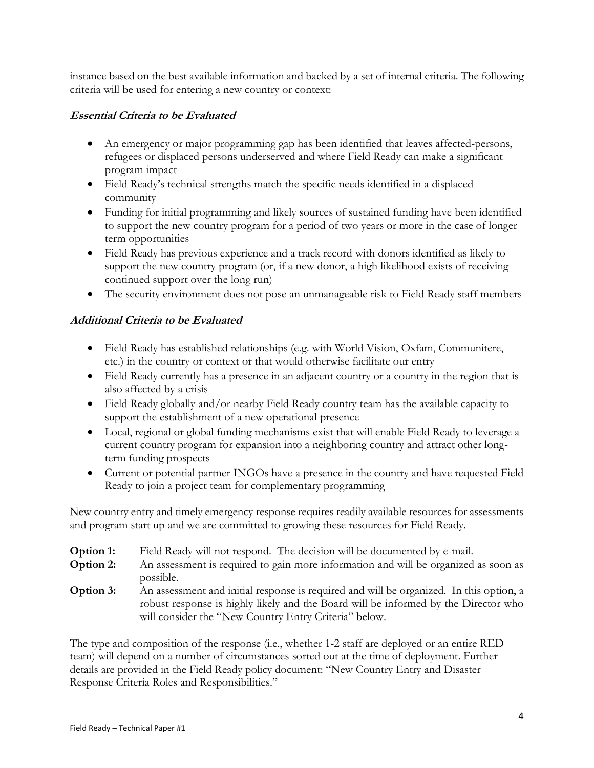instance based on the best available information and backed by a set of internal criteria. The following criteria will be used for entering a new country or context:

### ***Essential Criteria to be Evaluated***

- An emergency or major programming gap has been identified that leaves affected-persons, refugees or displaced persons underserved and where Field Ready can make a significant program impact
- Field Ready's technical strengths match the specific needs identified in a displaced community
- Funding for initial programming and likely sources of sustained funding have been identified to support the new country program for a period of two years or more in the case of longer term opportunities
- Field Ready has previous experience and a track record with donors identified as likely to support the new country program (or, if a new donor, a high likelihood exists of receiving continued support over the long run)
- The security environment does not pose an unmanageable risk to Field Ready staff members

### ***Additional Criteria to be Evaluated***

- Field Ready has established relationships (e.g. with World Vision, Oxfam, Communitere, etc.) in the country or context or that would otherwise facilitate our entry
- Field Ready currently has a presence in an adjacent country or a country in the region that is also affected by a crisis
- Field Ready globally and/or nearby Field Ready country team has the available capacity to support the establishment of a new operational presence
- Local, regional or global funding mechanisms exist that will enable Field Ready to leverage a current country program for expansion into a neighboring country and attract other long-term funding prospects
- Current or potential partner INGOs have a presence in the country and have requested Field Ready to join a project team for complementary programming

New country entry and timely emergency response requires readily available resources for assessments and program start up and we are committed to growing these resources for Field Ready.

**Option 1:** Field Ready will not respond. The decision will be documented by e-mail.
**Option 2:** An assessment is required to gain more information and will be organized as soon as possible.
**Option 3:** An assessment and initial response is required and will be organized. In this option, a robust response is highly likely and the Board will be informed by the Director who will consider the "New Country Entry Criteria" below.

The type and composition of the response (i.e., whether 1-2 staff are deployed or an entire RED team) will depend on a number of circumstances sorted out at the time of deployment. Further details are provided in the Field Ready policy document: "New Country Entry and Disaster Response Criteria Roles and Responsibilities."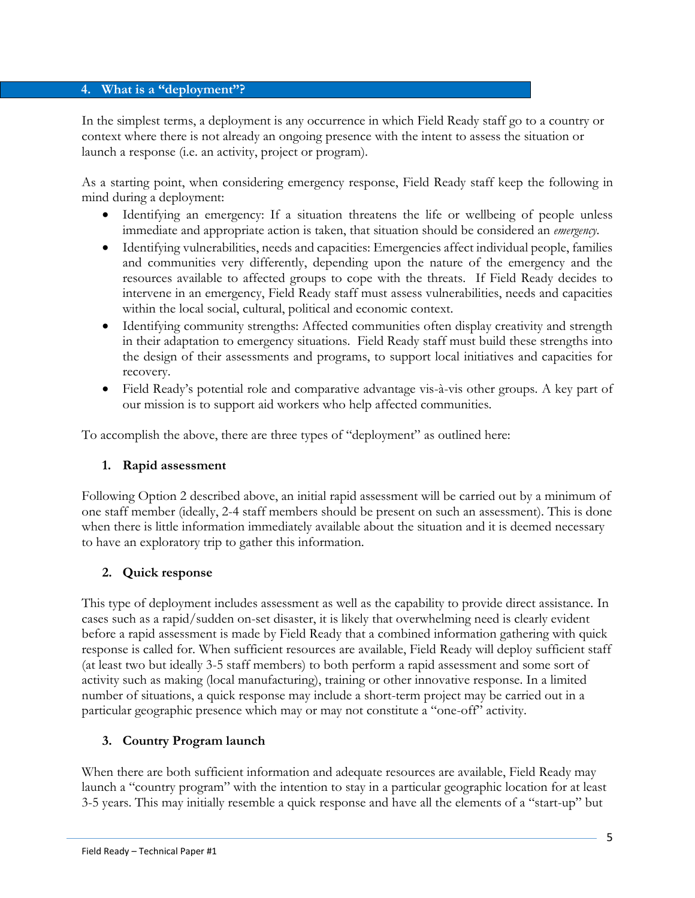## 4. What is a "deployment"?

In the simplest terms, a deployment is any occurrence in which Field Ready staff go to a country or context where there is not already an ongoing presence with the intent to assess the situation or launch a response (i.e. an activity, project or program).

As a starting point, when considering emergency response, Field Ready staff keep the following in mind during a deployment:

- Identifying an emergency: If a situation threatens the life or wellbeing of people unless immediate and appropriate action is taken, that situation should be considered an *emergency*.
- Identifying vulnerabilities, needs and capacities: Emergencies affect individual people, families and communities very differently, depending upon the nature of the emergency and the resources available to affected groups to cope with the threats. If Field Ready decides to intervene in an emergency, Field Ready staff must assess vulnerabilities, needs and capacities within the local social, cultural, political and economic context.
- Identifying community strengths: Affected communities often display creativity and strength in their adaptation to emergency situations. Field Ready staff must build these strengths into the design of their assessments and programs, to support local initiatives and capacities for recovery.
- Field Ready's potential role and comparative advantage vis-à-vis other groups. A key part of our mission is to support aid workers who help affected communities.

To accomplish the above, there are three types of "deployment" as outlined here:

### 1. Rapid assessment

Following Option 2 described above, an initial rapid assessment will be carried out by a minimum of one staff member (ideally, 2-4 staff members should be present on such an assessment). This is done when there is little information immediately available about the situation and it is deemed necessary to have an exploratory trip to gather this information.

### 2. Quick response

This type of deployment includes assessment as well as the capability to provide direct assistance. In cases such as a rapid/sudden on-set disaster, it is likely that overwhelming need is clearly evident before a rapid assessment is made by Field Ready that a combined information gathering with quick response is called for. When sufficient resources are available, Field Ready will deploy sufficient staff (at least two but ideally 3-5 staff members) to both perform a rapid assessment and some sort of activity such as making (local manufacturing), training or other innovative response. In a limited number of situations, a quick response may include a short-term project may be carried out in a particular geographic presence which may or may not constitute a "one-off" activity.

### 3. Country Program launch

When there are both sufficient information and adequate resources are available, Field Ready may launch a "country program" with the intention to stay in a particular geographic location for at least 3-5 years. This may initially resemble a quick response and have all the elements of a "start-up" but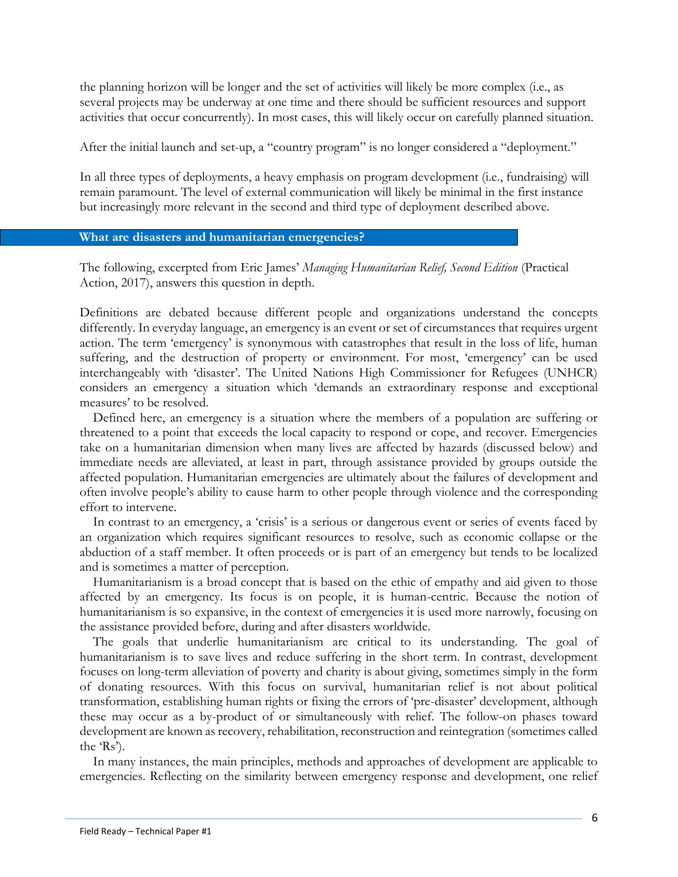the planning horizon will be longer and the set of activities will likely be more complex (i.e., as several projects may be underway at one time and there should be sufficient resources and support activities that occur concurrently). In most cases, this will likely occur on carefully planned situation.

After the initial launch and set-up, a "country program" is no longer considered a "deployment."

In all three types of deployments, a heavy emphasis on program development (i.e., fundraising) will remain paramount. The level of external communication will likely be minimal in the first instance but increasingly more relevant in the second and third type of deployment described above.

## What are disasters and humanitarian emergencies?

The following, excerpted from Eric James' *Managing Humanitarian Relief, Second Edition* (Practical Action, 2017), answers this question in depth.

Definitions are debated because different people and organizations understand the concepts differently. In everyday language, an emergency is an event or set of circumstances that requires urgent action. The term 'emergency' is synonymous with catastrophes that result in the loss of life, human suffering, and the destruction of property or environment. For most, 'emergency' can be used interchangeably with 'disaster'. The United Nations High Commissioner for Refugees (UNHCR) considers an emergency a situation which 'demands an extraordinary response and exceptional measures' to be resolved.

Defined here, an emergency is a situation where the members of a population are suffering or threatened to a point that exceeds the local capacity to respond or cope, and recover. Emergencies take on a humanitarian dimension when many lives are affected by hazards (discussed below) and immediate needs are alleviated, at least in part, through assistance provided by groups outside the affected population. Humanitarian emergencies are ultimately about the failures of development and often involve people's ability to cause harm to other people through violence and the corresponding effort to intervene.

In contrast to an emergency, a 'crisis' is a serious or dangerous event or series of events faced by an organization which requires significant resources to resolve, such as economic collapse or the abduction of a staff member. It often proceeds or is part of an emergency but tends to be localized and is sometimes a matter of perception.

Humanitarianism is a broad concept that is based on the ethic of empathy and aid given to those affected by an emergency. Its focus is on people, it is human-centric. Because the notion of humanitarianism is so expansive, in the context of emergencies it is used more narrowly, focusing on the assistance provided before, during and after disasters worldwide.

The goals that underlie humanitarianism are critical to its understanding. The goal of humanitarianism is to save lives and reduce suffering in the short term. In contrast, development focuses on long-term alleviation of poverty and charity is about giving, sometimes simply in the form of donating resources. With this focus on survival, humanitarian relief is not about political transformation, establishing human rights or fixing the errors of 'pre-disaster' development, although these may occur as a by-product of or simultaneously with relief. The follow-on phases toward development are known as recovery, rehabilitation, reconstruction and reintegration (sometimes called the 'Rs').

In many instances, the main principles, methods and approaches of development are applicable to emergencies. Reflecting on the similarity between emergency response and development, one relief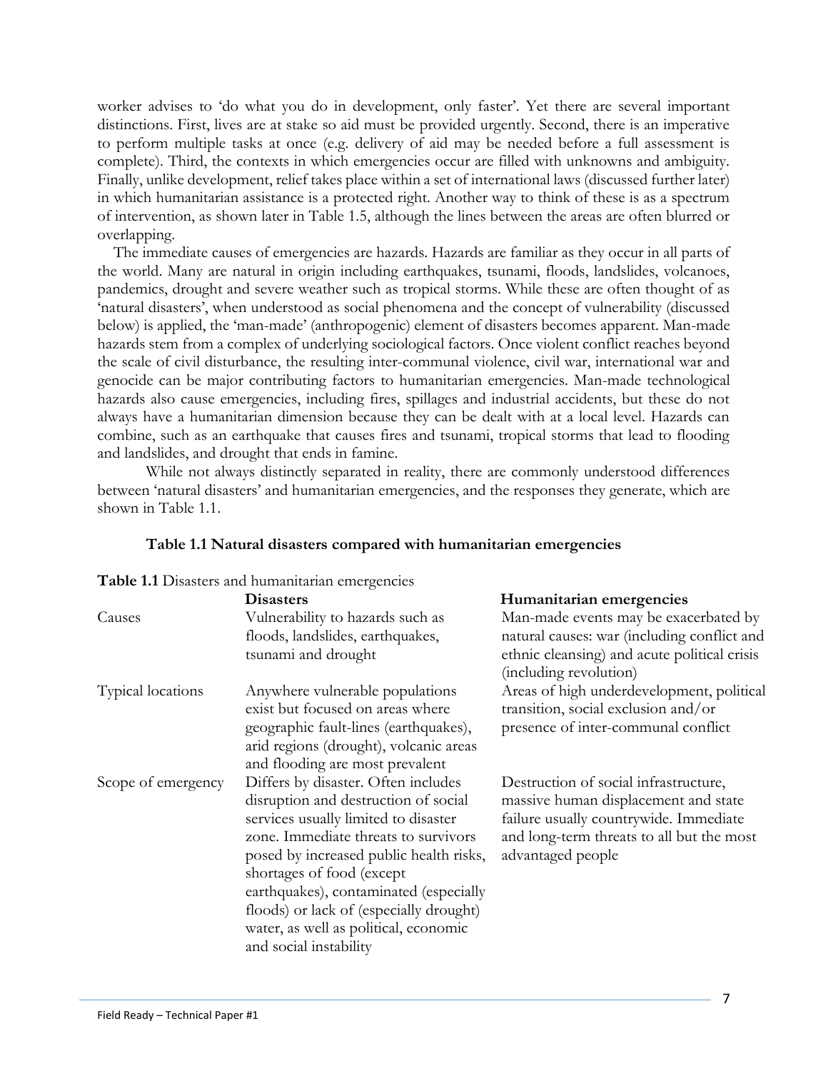worker advises to 'do what you do in development, only faster'. Yet there are several important distinctions. First, lives are at stake so aid must be provided urgently. Second, there is an imperative to perform multiple tasks at once (e.g. delivery of aid may be needed before a full assessment is complete). Third, the contexts in which emergencies occur are filled with unknowns and ambiguity. Finally, unlike development, relief takes place within a set of international laws (discussed further later) in which humanitarian assistance is a protected right. Another way to think of these is as a spectrum of intervention, as shown later in Table 1.5, although the lines between the areas are often blurred or overlapping.

The immediate causes of emergencies are hazards. Hazards are familiar as they occur in all parts of the world. Many are natural in origin including earthquakes, tsunami, floods, landslides, volcanoes, pandemics, drought and severe weather such as tropical storms. While these are often thought of as 'natural disasters', when understood as social phenomena and the concept of vulnerability (discussed below) is applied, the 'man-made' (anthropogenic) element of disasters becomes apparent. Man-made hazards stem from a complex of underlying sociological factors. Once violent conflict reaches beyond the scale of civil disturbance, the resulting inter-communal violence, civil war, international war and genocide can be major contributing factors to humanitarian emergencies. Man-made technological hazards also cause emergencies, including fires, spillages and industrial accidents, but these do not always have a humanitarian dimension because they can be dealt with at a local level. Hazards can combine, such as an earthquake that causes fires and tsunami, tropical storms that lead to flooding and landslides, and drought that ends in famine.

While not always distinctly separated in reality, there are commonly understood differences between 'natural disasters' and humanitarian emergencies, and the responses they generate, which are shown in Table 1.1.

**Table 1.1 Natural disasters compared with humanitarian emergencies**

**Table 1.1** Disasters and humanitarian emergencies

| | **Disasters** | **Humanitarian emergencies** |
|---|---|---|
| Causes | Vulnerability to hazards such as floods, landslides, earthquakes, tsunami and drought | Man-made events may be exacerbated by natural causes: war (including conflict and ethnic cleansing) and acute political crisis (including revolution) |
| Typical locations | Anywhere vulnerable populations exist but focused on areas where geographic fault-lines (earthquakes), arid regions (drought), volcanic areas and flooding are most prevalent | Areas of high underdevelopment, political transition, social exclusion and/or presence of inter-communal conflict |
| Scope of emergency | Differs by disaster. Often includes disruption and destruction of social services usually limited to disaster zone. Immediate threats to survivors posed by increased public health risks, shortages of food (except earthquakes), contaminated (especially floods) or lack of (especially drought) water, as well as political, economic and social instability | Destruction of social infrastructure, massive human displacement and state failure usually countrywide. Immediate and long-term threats to all but the most advantaged people |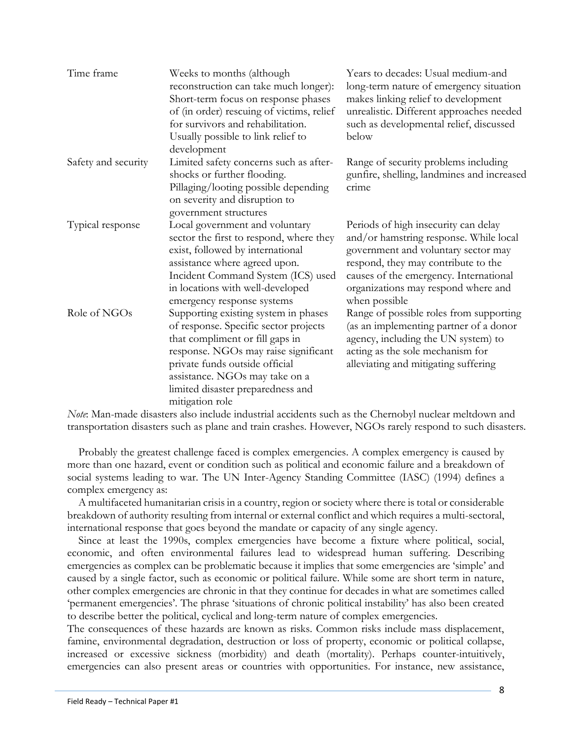| | | |
|---|---|---|
| Time frame | Weeks to months (although reconstruction can take much longer): Short-term focus on response phases of (in order) rescuing of victims, relief for survivors and rehabilitation. Usually possible to link relief to development | Years to decades: Usual medium-and long-term nature of emergency situation makes linking relief to development unrealistic. Different approaches needed such as developmental relief, discussed below |
| Safety and security | Limited safety concerns such as after-shocks or further flooding. Pillaging/looting possible depending on severity and disruption to government structures | Range of security problems including gunfire, shelling, landmines and increased crime |
| Typical response | Local government and voluntary sector the first to respond, where they exist, followed by international assistance where agreed upon. Incident Command System (ICS) used in locations with well-developed emergency response systems | Periods of high insecurity can delay and/or hamstring response. While local government and voluntary sector may respond, they may contribute to the causes of the emergency. International organizations may respond where and when possible |
| Role of NGOs | Supporting existing system in phases of response. Specific sector projects that compliment or fill gaps in response. NGOs may raise significant private funds outside official assistance. NGOs may take on a limited disaster preparedness and mitigation role | Range of possible roles from supporting (as an implementing partner of a donor agency, including the UN system) to acting as the sole mechanism for alleviating and mitigating suffering |

*Note*: Man-made disasters also include industrial accidents such as the Chernobyl nuclear meltdown and transportation disasters such as plane and train crashes. However, NGOs rarely respond to such disasters.

Probably the greatest challenge faced is complex emergencies. A complex emergency is caused by more than one hazard, event or condition such as political and economic failure and a breakdown of social systems leading to war. The UN Inter-Agency Standing Committee (IASC) (1994) defines a complex emergency as:

A multifaceted humanitarian crisis in a country, region or society where there is total or considerable breakdown of authority resulting from internal or external conflict and which requires a multi-sectoral, international response that goes beyond the mandate or capacity of any single agency.

Since at least the 1990s, complex emergencies have become a fixture where political, social, economic, and often environmental failures lead to widespread human suffering. Describing emergencies as complex can be problematic because it implies that some emergencies are 'simple' and caused by a single factor, such as economic or political failure. While some are short term in nature, other complex emergencies are chronic in that they continue for decades in what are sometimes called 'permanent emergencies'. The phrase 'situations of chronic political instability' has also been created to describe better the political, cyclical and long-term nature of complex emergencies.

The consequences of these hazards are known as risks. Common risks include mass displacement, famine, environmental degradation, destruction or loss of property, economic or political collapse, increased or excessive sickness (morbidity) and death (mortality). Perhaps counter-intuitively, emergencies can also present areas or countries with opportunities. For instance, new assistance,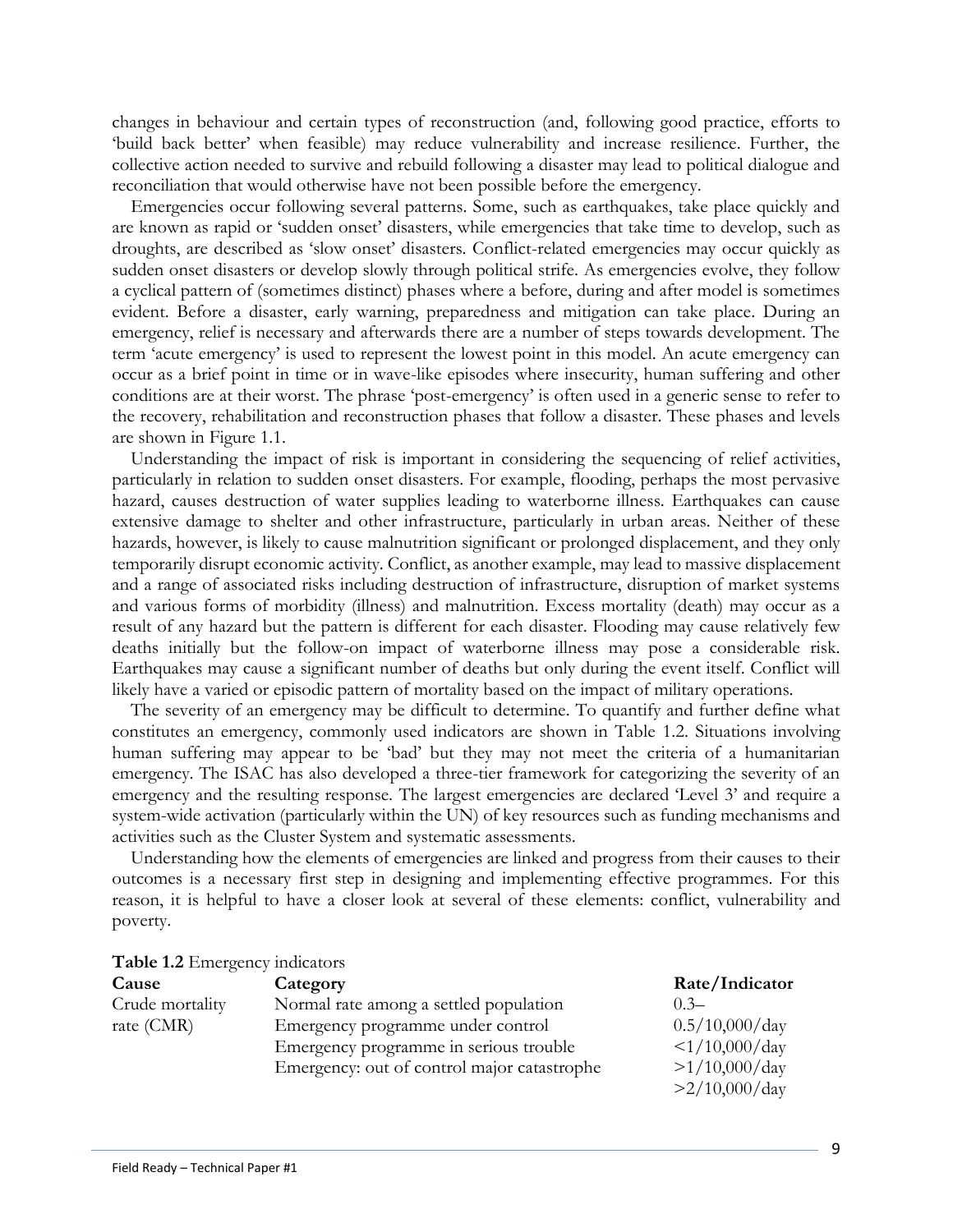changes in behaviour and certain types of reconstruction (and, following good practice, efforts to 'build back better' when feasible) may reduce vulnerability and increase resilience. Further, the collective action needed to survive and rebuild following a disaster may lead to political dialogue and reconciliation that would otherwise have not been possible before the emergency.

Emergencies occur following several patterns. Some, such as earthquakes, take place quickly and are known as rapid or 'sudden onset' disasters, while emergencies that take time to develop, such as droughts, are described as 'slow onset' disasters. Conflict-related emergencies may occur quickly as sudden onset disasters or develop slowly through political strife. As emergencies evolve, they follow a cyclical pattern of (sometimes distinct) phases where a before, during and after model is sometimes evident. Before a disaster, early warning, preparedness and mitigation can take place. During an emergency, relief is necessary and afterwards there are a number of steps towards development. The term 'acute emergency' is used to represent the lowest point in this model. An acute emergency can occur as a brief point in time or in wave-like episodes where insecurity, human suffering and other conditions are at their worst. The phrase 'post-emergency' is often used in a generic sense to refer to the recovery, rehabilitation and reconstruction phases that follow a disaster. These phases and levels are shown in Figure 1.1.

Understanding the impact of risk is important in considering the sequencing of relief activities, particularly in relation to sudden onset disasters. For example, flooding, perhaps the most pervasive hazard, causes destruction of water supplies leading to waterborne illness. Earthquakes can cause extensive damage to shelter and other infrastructure, particularly in urban areas. Neither of these hazards, however, is likely to cause malnutrition significant or prolonged displacement, and they only temporarily disrupt economic activity. Conflict, as another example, may lead to massive displacement and a range of associated risks including destruction of infrastructure, disruption of market systems and various forms of morbidity (illness) and malnutrition. Excess mortality (death) may occur as a result of any hazard but the pattern is different for each disaster. Flooding may cause relatively few deaths initially but the follow-on impact of waterborne illness may pose a considerable risk. Earthquakes may cause a significant number of deaths but only during the event itself. Conflict will likely have a varied or episodic pattern of mortality based on the impact of military operations.

The severity of an emergency may be difficult to determine. To quantify and further define what constitutes an emergency, commonly used indicators are shown in Table 1.2. Situations involving human suffering may appear to be 'bad' but they may not meet the criteria of a humanitarian emergency. The ISAC has also developed a three-tier framework for categorizing the severity of an emergency and the resulting response. The largest emergencies are declared 'Level 3' and require a system-wide activation (particularly within the UN) of key resources such as funding mechanisms and activities such as the Cluster System and systematic assessments.

Understanding how the elements of emergencies are linked and progress from their causes to their outcomes is a necessary first step in designing and implementing effective programmes. For this reason, it is helpful to have a closer look at several of these elements: conflict, vulnerability and poverty.

**Table 1.2** Emergency indicators

| Cause | Category | Rate/Indicator |
|---|---|---|
| Crude mortality rate (CMR) | Normal rate among a settled population | 0.3– |
| | Emergency programme under control | 0.5/10,000/day |
| | Emergency programme in serious trouble | <1/10,000/day |
| | Emergency: out of control major catastrophe | >1/10,000/day |
| | | >2/10,000/day |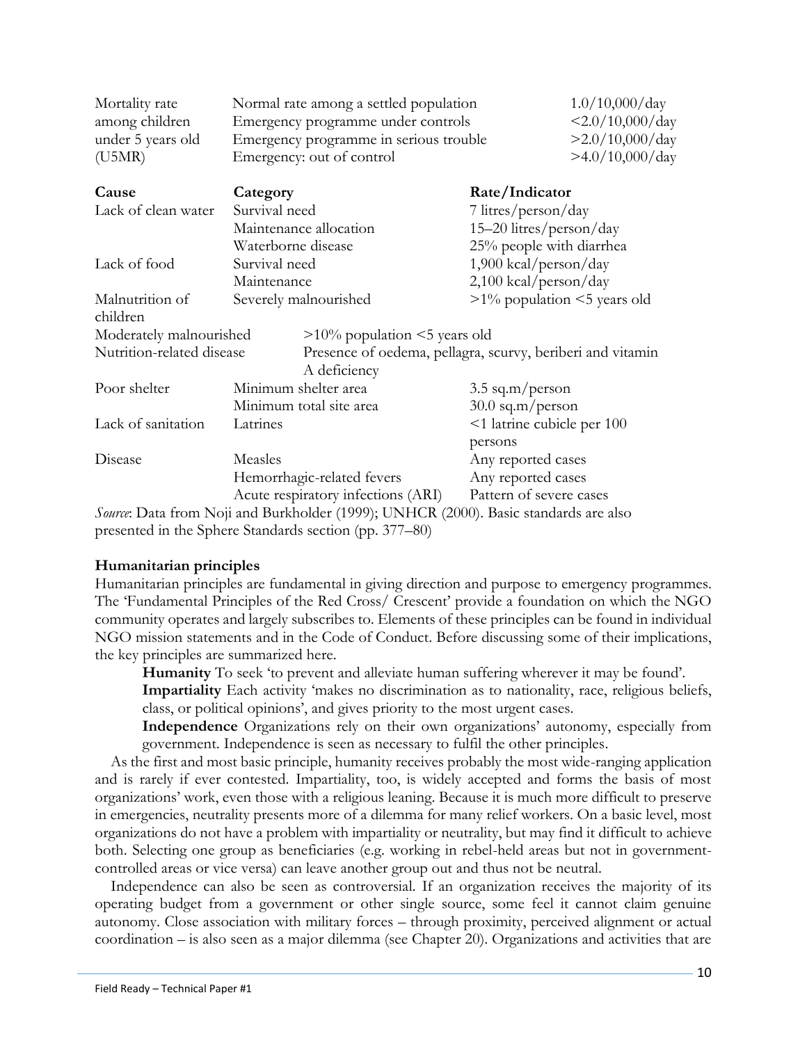| | | |
|---|---|---|
| Mortality rate among children under 5 years old (U5MR) | Normal rate among a settled population | 1.0/10,000/day |
| | Emergency programme under controls | <2.0/10,000/day |
| | Emergency programme in serious trouble | >2.0/10,000/day |
| | Emergency: out of control | >4.0/10,000/day |

| **Cause** | **Category** | **Rate/Indicator** |
|---|---|---|
| Lack of clean water | Survival need | 7 litres/person/day |
| | Maintenance allocation | 15–20 litres/person/day |
| | Waterborne disease | 25% people with diarrhea |
| Lack of food | Survival need | 1,900 kcal/person/day |
| | Maintenance | 2,100 kcal/person/day |
| Malnutrition of children | Severely malnourished | >1% population <5 years old |
| Moderately malnourished | >10% population <5 years old | |
| Nutrition-related disease | Presence of oedema, pellagra, scurvy, beriberi and vitamin A deficiency | |
| Poor shelter | Minimum shelter area | 3.5 sq.m/person |
| | Minimum total site area | 30.0 sq.m/person |
| Lack of sanitation | Latrines | <1 latrine cubicle per 100 persons |
| Disease | Measles | Any reported cases |
| | Hemorrhagic-related fevers | Any reported cases |
| | Acute respiratory infections (ARI) | Pattern of severe cases |

*Source*: Data from Noji and Burkholder (1999); UNHCR (2000). Basic standards are also presented in the Sphere Standards section (pp. 377–80)

**Humanitarian principles**

Humanitarian principles are fundamental in giving direction and purpose to emergency programmes. The 'Fundamental Principles of the Red Cross/ Crescent' provide a foundation on which the NGO community operates and largely subscribes to. Elements of these principles can be found in individual NGO mission statements and in the Code of Conduct. Before discussing some of their implications, the key principles are summarized here.

**Humanity** To seek 'to prevent and alleviate human suffering wherever it may be found'.

**Impartiality** Each activity 'makes no discrimination as to nationality, race, religious beliefs, class, or political opinions', and gives priority to the most urgent cases.

**Independence** Organizations rely on their own organizations' autonomy, especially from government. Independence is seen as necessary to fulfil the other principles.

As the first and most basic principle, humanity receives probably the most wide-ranging application and is rarely if ever contested. Impartiality, too, is widely accepted and forms the basis of most organizations' work, even those with a religious leaning. Because it is much more difficult to preserve in emergencies, neutrality presents more of a dilemma for many relief workers. On a basic level, most organizations do not have a problem with impartiality or neutrality, but may find it difficult to achieve both. Selecting one group as beneficiaries (e.g. working in rebel-held areas but not in government-controlled areas or vice versa) can leave another group out and thus not be neutral.

Independence can also be seen as controversial. If an organization receives the majority of its operating budget from a government or other single source, some feel it cannot claim genuine autonomy. Close association with military forces – through proximity, perceived alignment or actual coordination – is also seen as a major dilemma (see Chapter 20). Organizations and activities that are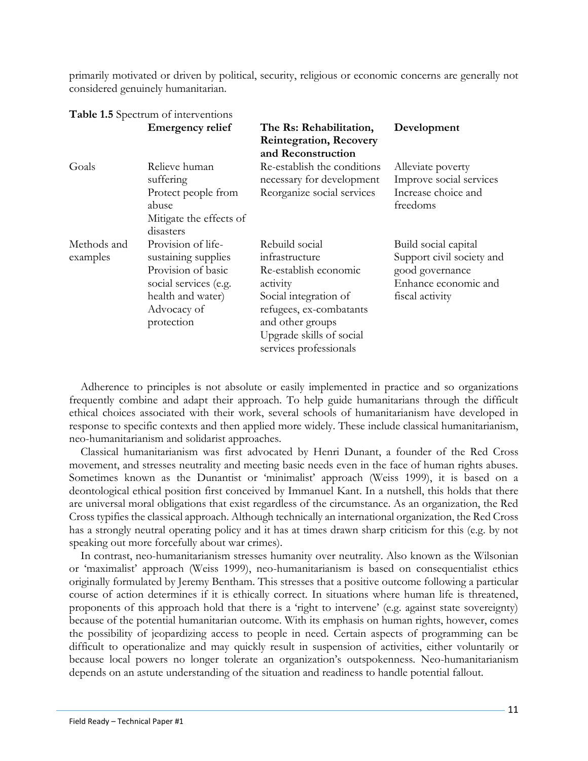primarily motivated or driven by political, security, religious or economic concerns are generally not considered genuinely humanitarian.

**Table 1.5** Spectrum of interventions

| | **Emergency relief** | **The Rs: Rehabilitation, Reintegration, Recovery and Reconstruction** | **Development** |
|---|---|---|---|
| Goals | Relieve human suffering<br>Protect people from abuse<br>Mitigate the effects of disasters | Re-establish the conditions necessary for development<br>Reorganize social services | Alleviate poverty<br>Improve social services<br>Increase choice and freedoms |
| Methods and examples | Provision of life-sustaining supplies<br>Provision of basic social services (e.g. health and water)<br>Advocacy of protection | Rebuild social infrastructure<br>Re-establish economic activity<br>Social integration of refugees, ex-combatants and other groups<br>Upgrade skills of social services professionals | Build social capital<br>Support civil society and good governance<br>Enhance economic and fiscal activity |

Adherence to principles is not absolute or easily implemented in practice and so organizations frequently combine and adapt their approach. To help guide humanitarians through the difficult ethical choices associated with their work, several schools of humanitarianism have developed in response to specific contexts and then applied more widely. These include classical humanitarianism, neo-humanitarianism and solidarist approaches.

Classical humanitarianism was first advocated by Henri Dunant, a founder of the Red Cross movement, and stresses neutrality and meeting basic needs even in the face of human rights abuses. Sometimes known as the Dunantist or 'minimalist' approach (Weiss 1999), it is based on a deontological ethical position first conceived by Immanuel Kant. In a nutshell, this holds that there are universal moral obligations that exist regardless of the circumstance. As an organization, the Red Cross typifies the classical approach. Although technically an international organization, the Red Cross has a strongly neutral operating policy and it has at times drawn sharp criticism for this (e.g. by not speaking out more forcefully about war crimes).

In contrast, neo-humanitarianism stresses humanity over neutrality. Also known as the Wilsonian or 'maximalist' approach (Weiss 1999), neo-humanitarianism is based on consequentialist ethics originally formulated by Jeremy Bentham. This stresses that a positive outcome following a particular course of action determines if it is ethically correct. In situations where human life is threatened, proponents of this approach hold that there is a 'right to intervene' (e.g. against state sovereignty) because of the potential humanitarian outcome. With its emphasis on human rights, however, comes the possibility of jeopardizing access to people in need. Certain aspects of programming can be difficult to operationalize and may quickly result in suspension of activities, either voluntarily or because local powers no longer tolerate an organization's outspokenness. Neo-humanitarianism depends on an astute understanding of the situation and readiness to handle potential fallout.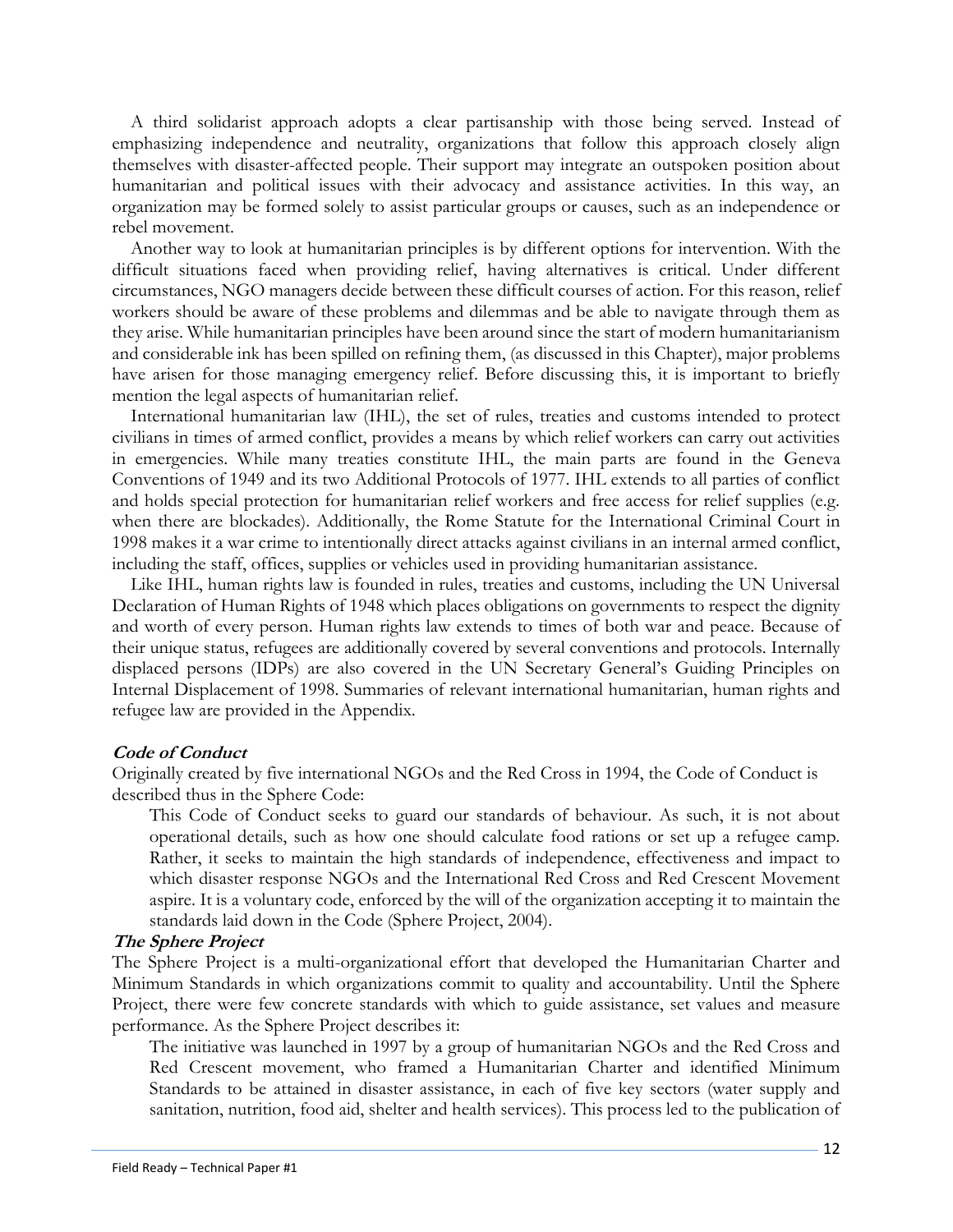A third solidarist approach adopts a clear partisanship with those being served. Instead of emphasizing independence and neutrality, organizations that follow this approach closely align themselves with disaster-affected people. Their support may integrate an outspoken position about humanitarian and political issues with their advocacy and assistance activities. In this way, an organization may be formed solely to assist particular groups or causes, such as an independence or rebel movement.

Another way to look at humanitarian principles is by different options for intervention. With the difficult situations faced when providing relief, having alternatives is critical. Under different circumstances, NGO managers decide between these difficult courses of action. For this reason, relief workers should be aware of these problems and dilemmas and be able to navigate through them as they arise. While humanitarian principles have been around since the start of modern humanitarianism and considerable ink has been spilled on refining them, (as discussed in this Chapter), major problems have arisen for those managing emergency relief. Before discussing this, it is important to briefly mention the legal aspects of humanitarian relief.

International humanitarian law (IHL), the set of rules, treaties and customs intended to protect civilians in times of armed conflict, provides a means by which relief workers can carry out activities in emergencies. While many treaties constitute IHL, the main parts are found in the Geneva Conventions of 1949 and its two Additional Protocols of 1977. IHL extends to all parties of conflict and holds special protection for humanitarian relief workers and free access for relief supplies (e.g. when there are blockades). Additionally, the Rome Statute for the International Criminal Court in 1998 makes it a war crime to intentionally direct attacks against civilians in an internal armed conflict, including the staff, offices, supplies or vehicles used in providing humanitarian assistance.

Like IHL, human rights law is founded in rules, treaties and customs, including the UN Universal Declaration of Human Rights of 1948 which places obligations on governments to respect the dignity and worth of every person. Human rights law extends to times of both war and peace. Because of their unique status, refugees are additionally covered by several conventions and protocols. Internally displaced persons (IDPs) are also covered in the UN Secretary General's Guiding Principles on Internal Displacement of 1998. Summaries of relevant international humanitarian, human rights and refugee law are provided in the Appendix.

***Code of Conduct***

Originally created by five international NGOs and the Red Cross in 1994, the Code of Conduct is described thus in the Sphere Code:

> This Code of Conduct seeks to guard our standards of behaviour. As such, it is not about operational details, such as how one should calculate food rations or set up a refugee camp. Rather, it seeks to maintain the high standards of independence, effectiveness and impact to which disaster response NGOs and the International Red Cross and Red Crescent Movement aspire. It is a voluntary code, enforced by the will of the organization accepting it to maintain the standards laid down in the Code (Sphere Project, 2004).

***The Sphere Project***

The Sphere Project is a multi-organizational effort that developed the Humanitarian Charter and Minimum Standards in which organizations commit to quality and accountability. Until the Sphere Project, there were few concrete standards with which to guide assistance, set values and measure performance. As the Sphere Project describes it:

> The initiative was launched in 1997 by a group of humanitarian NGOs and the Red Cross and Red Crescent movement, who framed a Humanitarian Charter and identified Minimum Standards to be attained in disaster assistance, in each of five key sectors (water supply and sanitation, nutrition, food aid, shelter and health services). This process led to the publication of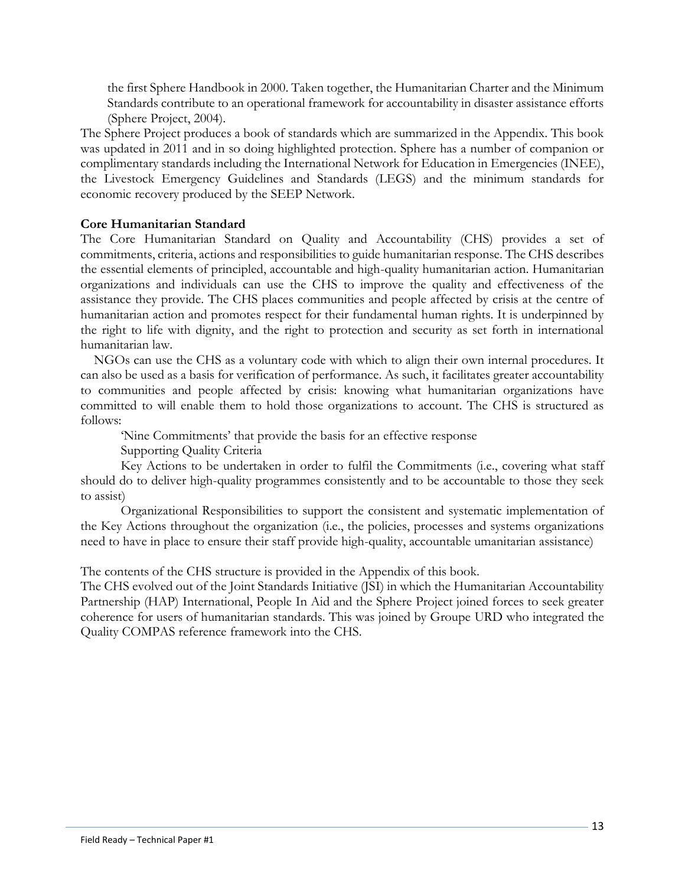the first Sphere Handbook in 2000. Taken together, the Humanitarian Charter and the Minimum Standards contribute to an operational framework for accountability in disaster assistance efforts (Sphere Project, 2004).

The Sphere Project produces a book of standards which are summarized in the Appendix. This book was updated in 2011 and in so doing highlighted protection. Sphere has a number of companion or complimentary standards including the International Network for Education in Emergencies (INEE), the Livestock Emergency Guidelines and Standards (LEGS) and the minimum standards for economic recovery produced by the SEEP Network.

**Core Humanitarian Standard**

The Core Humanitarian Standard on Quality and Accountability (CHS) provides a set of commitments, criteria, actions and responsibilities to guide humanitarian response. The CHS describes the essential elements of principled, accountable and high-quality humanitarian action. Humanitarian organizations and individuals can use the CHS to improve the quality and effectiveness of the assistance they provide. The CHS places communities and people affected by crisis at the centre of humanitarian action and promotes respect for their fundamental human rights. It is underpinned by the right to life with dignity, and the right to protection and security as set forth in international humanitarian law.

NGOs can use the CHS as a voluntary code with which to align their own internal procedures. It can also be used as a basis for verification of performance. As such, it facilitates greater accountability to communities and people affected by crisis: knowing what humanitarian organizations have committed to will enable them to hold those organizations to account. The CHS is structured as follows:

'Nine Commitments' that provide the basis for an effective response

Supporting Quality Criteria

Key Actions to be undertaken in order to fulfil the Commitments (i.e., covering what staff should do to deliver high-quality programmes consistently and to be accountable to those they seek to assist)

Organizational Responsibilities to support the consistent and systematic implementation of the Key Actions throughout the organization (i.e., the policies, processes and systems organizations need to have in place to ensure their staff provide high-quality, accountable umanitarian assistance)

The contents of the CHS structure is provided in the Appendix of this book.

The CHS evolved out of the Joint Standards Initiative (JSI) in which the Humanitarian Accountability Partnership (HAP) International, People In Aid and the Sphere Project joined forces to seek greater coherence for users of humanitarian standards. This was joined by Groupe URD who integrated the Quality COMPAS reference framework into the CHS.